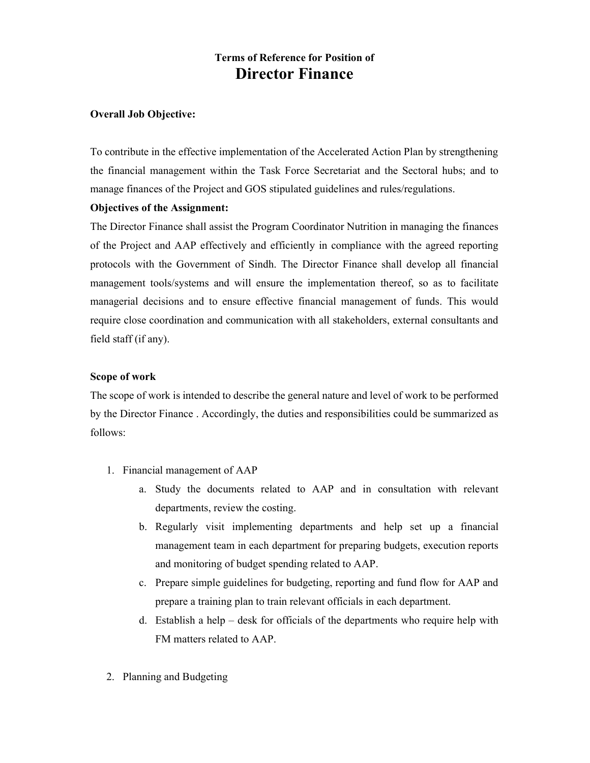# Terms of Reference for Position of

# Director Finance

**Overall Job Objective:**

To contribute in the effective implementation of the Accelerated Action Plan by strengthening the financial management within the Task Force Secretariat and the Sectoral hubs; and to manage finances of the Project and GOS stipulated guidelines and rules/regulations.

**Objectives of the Assignment:**

The Director Finance shall assist the Program Coordinator Nutrition in managing the finances of the Project and AAP effectively and efficiently in compliance with the agreed reporting protocols with the Government of Sindh. The Director Finance shall develop all financial management tools/systems and will ensure the implementation thereof, so as to facilitate managerial decisions and to ensure effective financial management of funds. This would require close coordination and communication with all stakeholders, external consultants and field staff (if any).

**Scope of work**

The scope of work is intended to describe the general nature and level of work to be performed by the Director Finance . Accordingly, the duties and responsibilities could be summarized as follows:

1. Financial management of AAP
    a. Study the documents related to AAP and in consultation with relevant departments, review the costing.
    b. Regularly visit implementing departments and help set up a financial management team in each department for preparing budgets, execution reports and monitoring of budget spending related to AAP.
    c. Prepare simple guidelines for budgeting, reporting and fund flow for AAP and prepare a training plan to train relevant officials in each department.
    d. Establish a help – desk for officials of the departments who require help with FM matters related to AAP.

2. Planning and Budgeting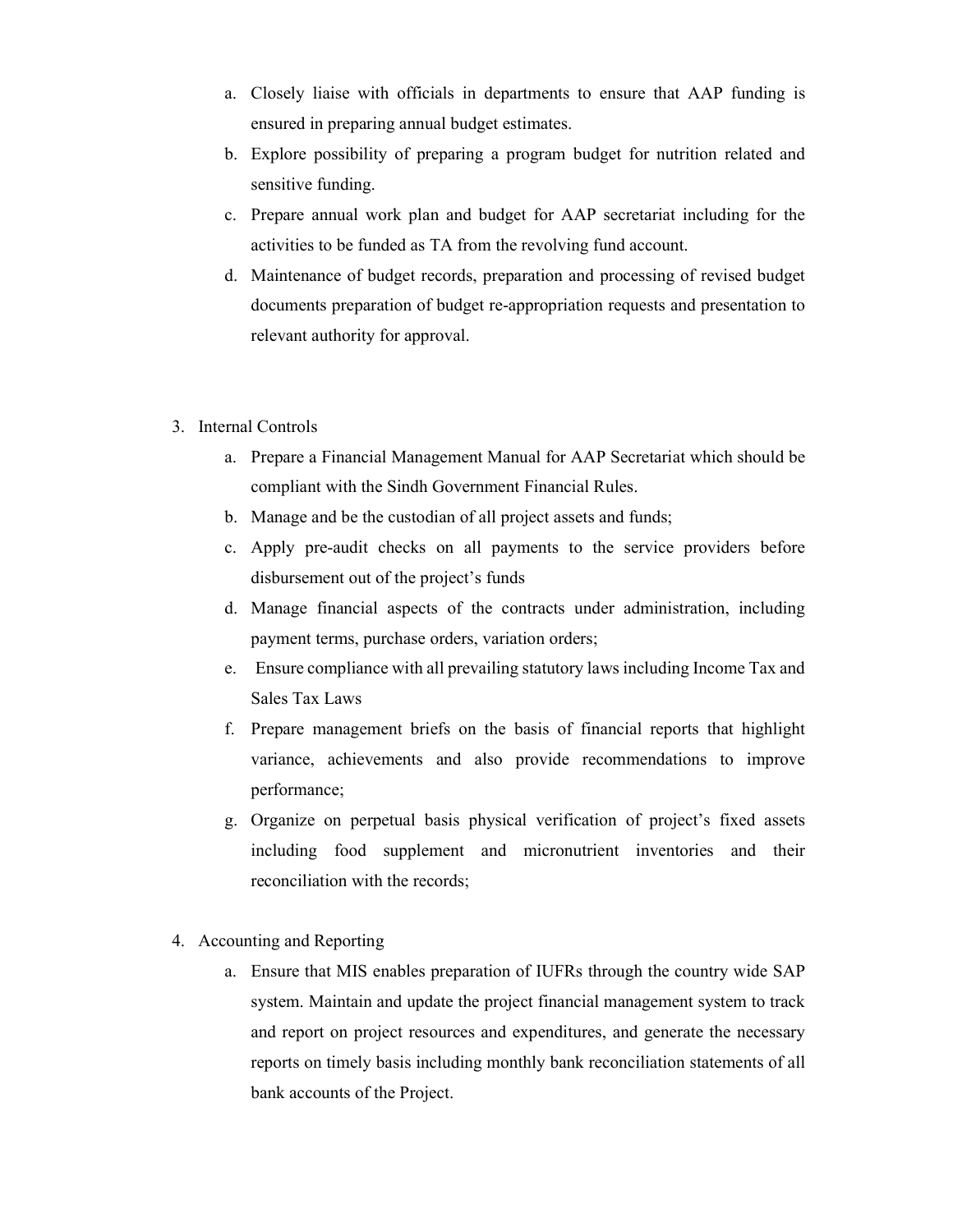a. Closely liaise with officials in departments to ensure that AAP funding is ensured in preparing annual budget estimates.
b. Explore possibility of preparing a program budget for nutrition related and sensitive funding.
c. Prepare annual work plan and budget for AAP secretariat including for the activities to be funded as TA from the revolving fund account.
d. Maintenance of budget records, preparation and processing of revised budget documents preparation of budget re-appropriation requests and presentation to relevant authority for approval.

3. Internal Controls
   a. Prepare a Financial Management Manual for AAP Secretariat which should be compliant with the Sindh Government Financial Rules.
   b. Manage and be the custodian of all project assets and funds;
   c. Apply pre-audit checks on all payments to the service providers before disbursement out of the project's funds
   d. Manage financial aspects of the contracts under administration, including payment terms, purchase orders, variation orders;
   e. Ensure compliance with all prevailing statutory laws including Income Tax and Sales Tax Laws
   f. Prepare management briefs on the basis of financial reports that highlight variance, achievements and also provide recommendations to improve performance;
   g. Organize on perpetual basis physical verification of project's fixed assets including food supplement and micronutrient inventories and their reconciliation with the records;

4. Accounting and Reporting
   a. Ensure that MIS enables preparation of IUFRs through the country wide SAP system. Maintain and update the project financial management system to track and report on project resources and expenditures, and generate the necessary reports on timely basis including monthly bank reconciliation statements of all bank accounts of the Project.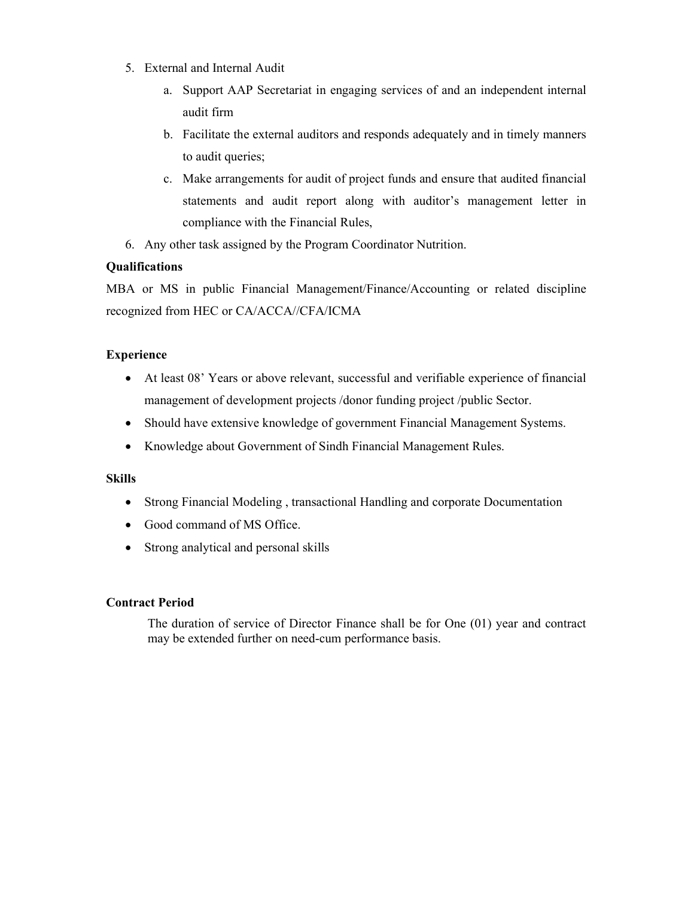5. External and Internal Audit
    a. Support AAP Secretariat in engaging services of and an independent internal audit firm
    b. Facilitate the external auditors and responds adequately and in timely manners to audit queries;
    c. Make arrangements for audit of project funds and ensure that audited financial statements and audit report along with auditor's management letter in compliance with the Financial Rules,
6. Any other task assigned by the Program Coordinator Nutrition.

**Qualifications**

MBA or MS in public Financial Management/Finance/Accounting or related discipline recognized from HEC or CA/ACCA//CFA/ICMA

**Experience**

- At least 08' Years or above relevant, successful and verifiable experience of financial management of development projects /donor funding project /public Sector.
- Should have extensive knowledge of government Financial Management Systems.
- Knowledge about Government of Sindh Financial Management Rules.

**Skills**

- Strong Financial Modeling , transactional Handling and corporate Documentation
- Good command of MS Office.
- Strong analytical and personal skills

**Contract Period**

The duration of service of Director Finance shall be for One (01) year and contract may be extended further on need-cum performance basis.